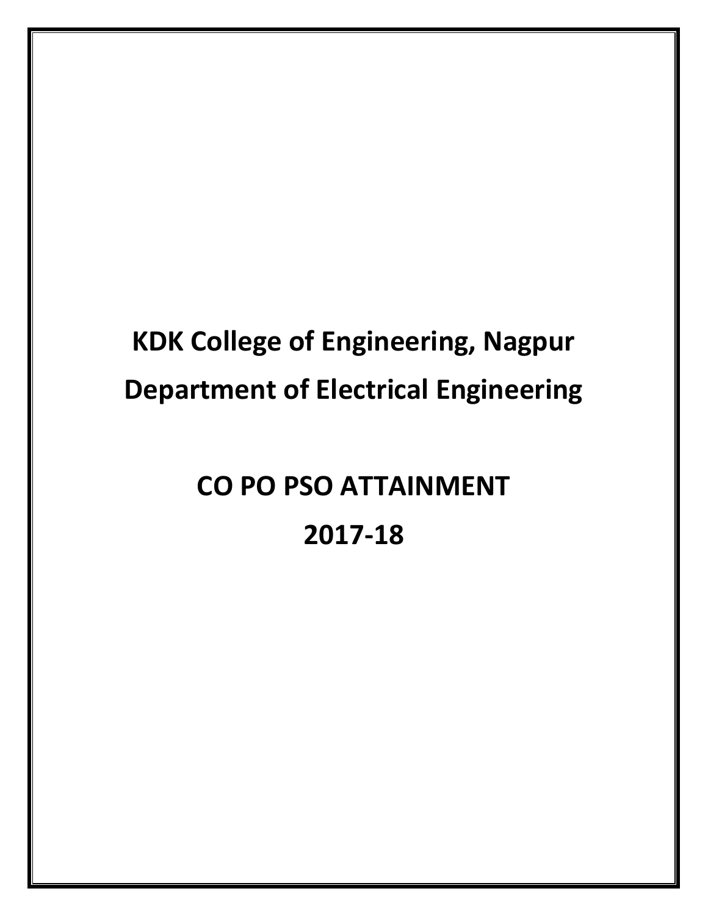# KDK College of Engineering, Nagpur

# Department of Electrical Engineering

# CO PO PSO ATTAINMENT

# 2017-18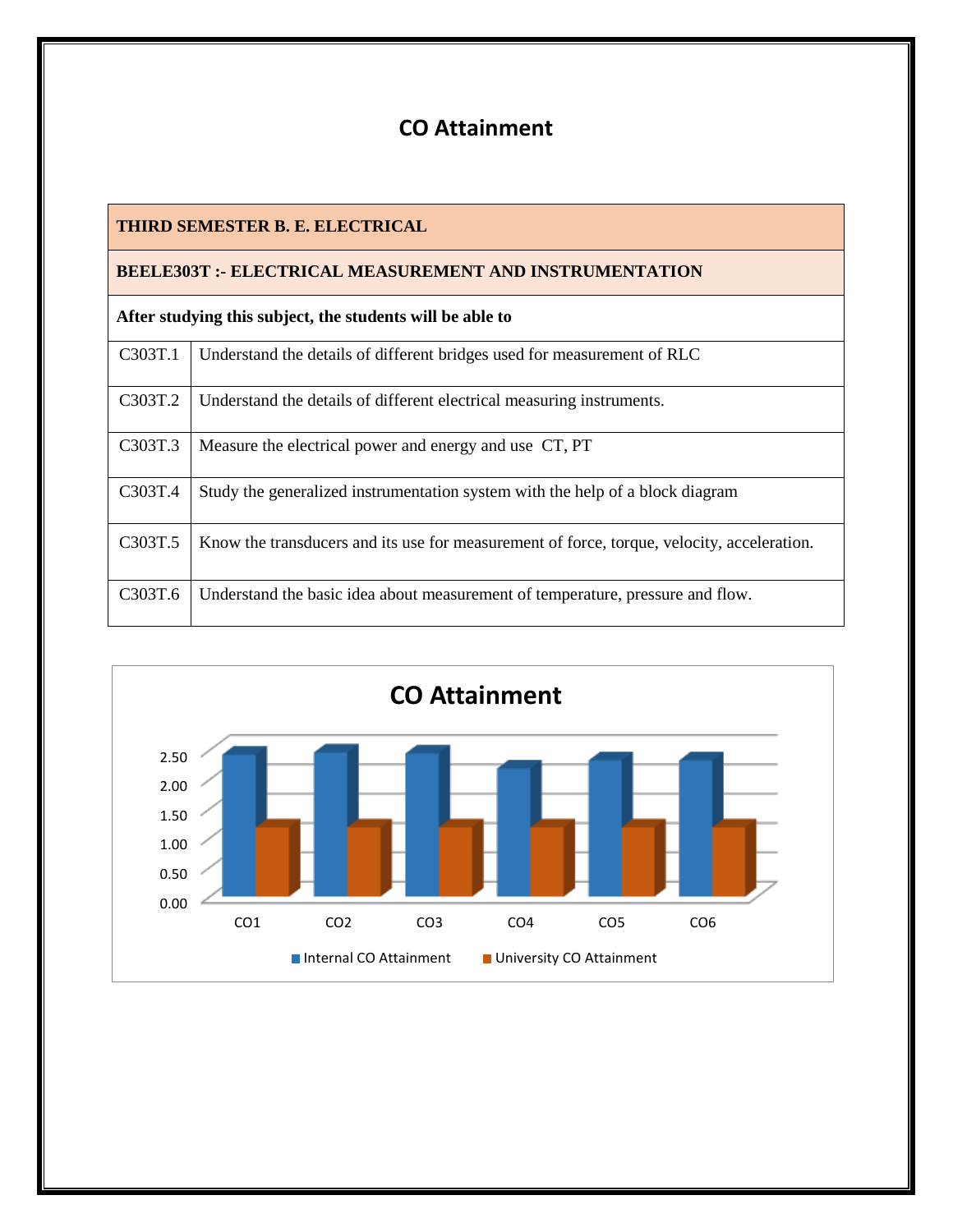# CO Attainment

| THIRD SEMESTER B. E. ELECTRICAL | |
|---|---|
| **BEELE303T :- ELECTRICAL MEASUREMENT AND INSTRUMENTATION** | |
| **After studying this subject, the students will be able to** | |
| C303T.1 | Understand the details of different bridges used for measurement of RLC |
| C303T.2 | Understand the details of different electrical measuring instruments. |
| C303T.3 | Measure the electrical power and energy and use CT, PT |
| C303T.4 | Study the generalized instrumentation system with the help of a block diagram |
| C303T.5 | Know the transducers and its use for measurement of force, torque, velocity, acceleration. |
| C303T.6 | Understand the basic idea about measurement of temperature, pressure and flow. |

**CO Attainment**

(Chart: Internal CO Attainment and University CO Attainment for CO1–CO6; y-axis 0.00 to 2.50)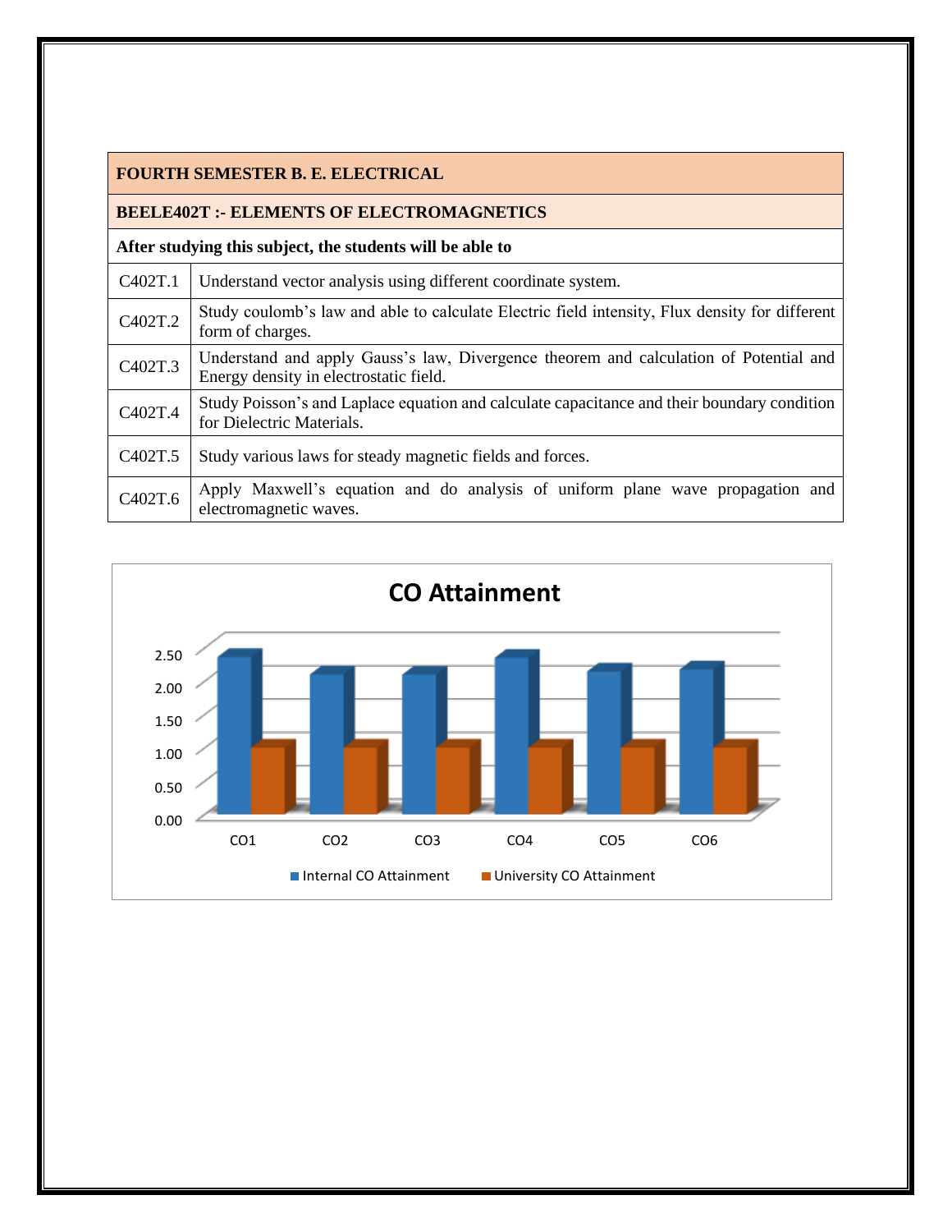| FOURTH SEMESTER B. E. ELECTRICAL | |
|---|---|
| **BEELE402T :- ELEMENTS OF ELECTROMAGNETICS** | |
| **After studying this subject, the students will be able to** | |
| C402T.1 | Understand vector analysis using different coordinate system. |
| C402T.2 | Study coulomb's law and able to calculate Electric field intensity, Flux density for different form of charges. |
| C402T.3 | Understand and apply Gauss's law, Divergence theorem and calculation of Potential and Energy density in electrostatic field. |
| C402T.4 | Study Poisson's and Laplace equation and calculate capacitance and their boundary condition for Dielectric Materials. |
| C402T.5 | Study various laws for steady magnetic fields and forces. |
| C402T.6 | Apply Maxwell's equation and do analysis of uniform plane wave propagation and electromagnetic waves. |

**CO Attainment**

Y-axis: 0.00, 0.50, 1.00, 1.50, 2.00, 2.50

X-axis: CO1, CO2, CO3, CO4, CO5, CO6

Legend: Internal CO Attainment, University CO Attainment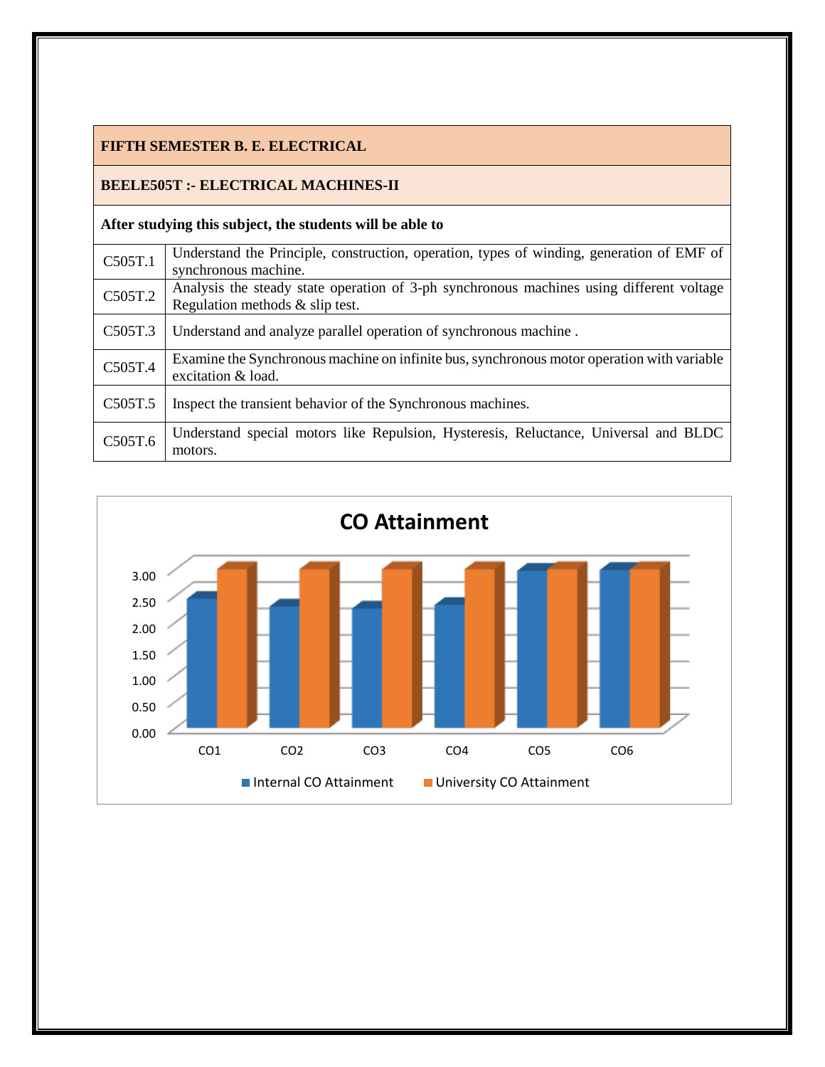| **FIFTH SEMESTER B. E. ELECTRICAL** | |
|---|---|
| **BEELE505T :- ELECTRICAL MACHINES-II** | |
| **After studying this subject, the students will be able to** | |
| C505T.1 | Understand the Principle, construction, operation, types of winding, generation of EMF of synchronous machine. |
| C505T.2 | Analysis the steady state operation of 3-ph synchronous machines using different voltage Regulation methods & slip test. |
| C505T.3 | Understand and analyze parallel operation of synchronous machine . |
| C505T.4 | Examine the Synchronous machine on infinite bus, synchronous motor operation with variable excitation & load. |
| C505T.5 | Inspect the transient behavior of the Synchronous machines. |
| C505T.6 | Understand special motors like Repulsion, Hysteresis, Reluctance, Universal and BLDC motors. |

**CO Attainment**

(Bar chart: Internal CO Attainment and University CO Attainment for CO1–CO6; y-axis 0.00 to 3.00)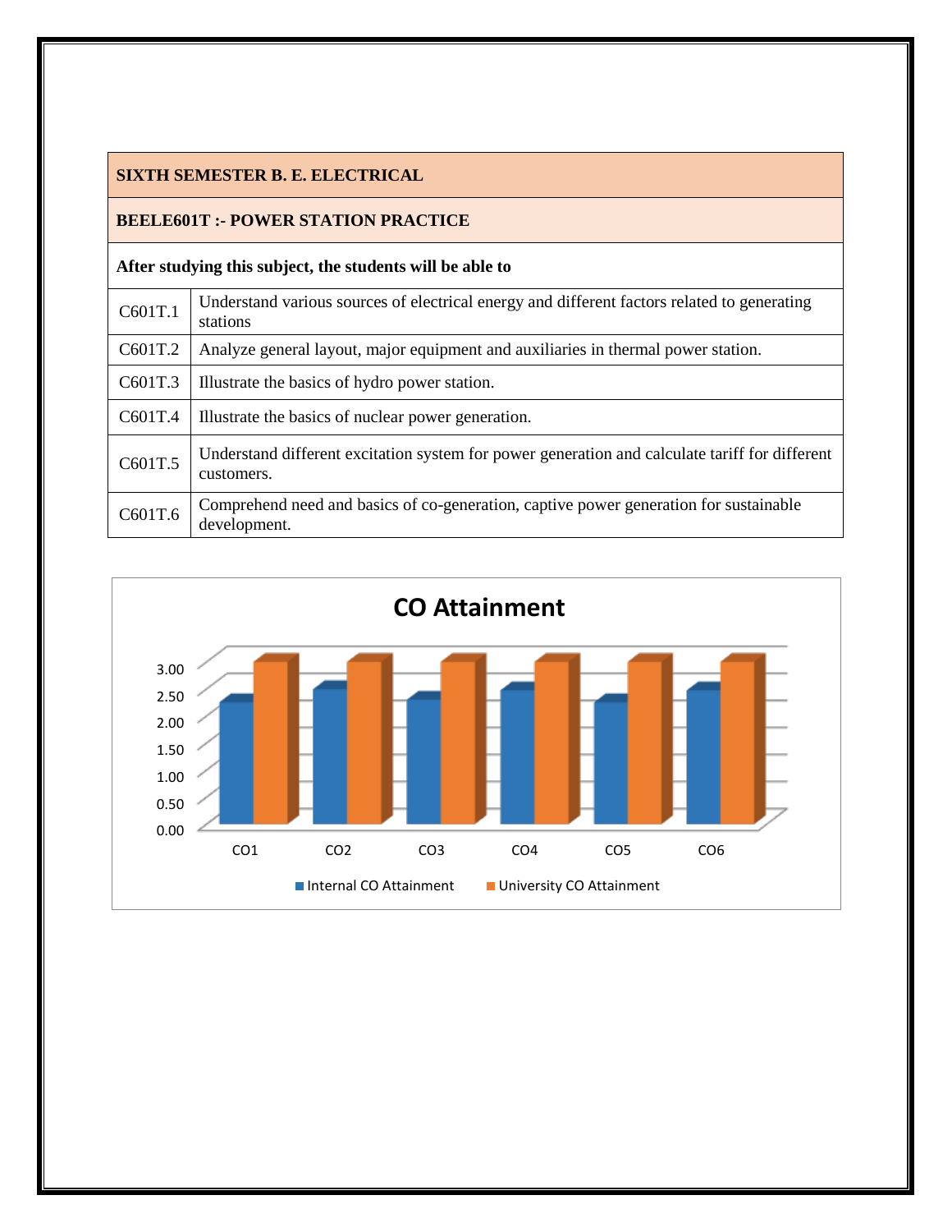| SIXTH SEMESTER B. E. ELECTRICAL | |
|---|---|
| **BEELE601T :- POWER STATION PRACTICE** | |
| **After studying this subject, the students will be able to** | |
| C601T.1 | Understand various sources of electrical energy and different factors related to generating stations |
| C601T.2 | Analyze general layout, major equipment and auxiliaries in thermal power station. |
| C601T.3 | Illustrate the basics of hydro power station. |
| C601T.4 | Illustrate the basics of nuclear power generation. |
| C601T.5 | Understand different excitation system for power generation and calculate tariff for different customers. |
| C601T.6 | Comprehend need and basics of co-generation, captive power generation for sustainable development. |

**CO Attainment**

CO1, CO2, CO3, CO4, CO5, CO6

Internal CO Attainment | University CO Attainment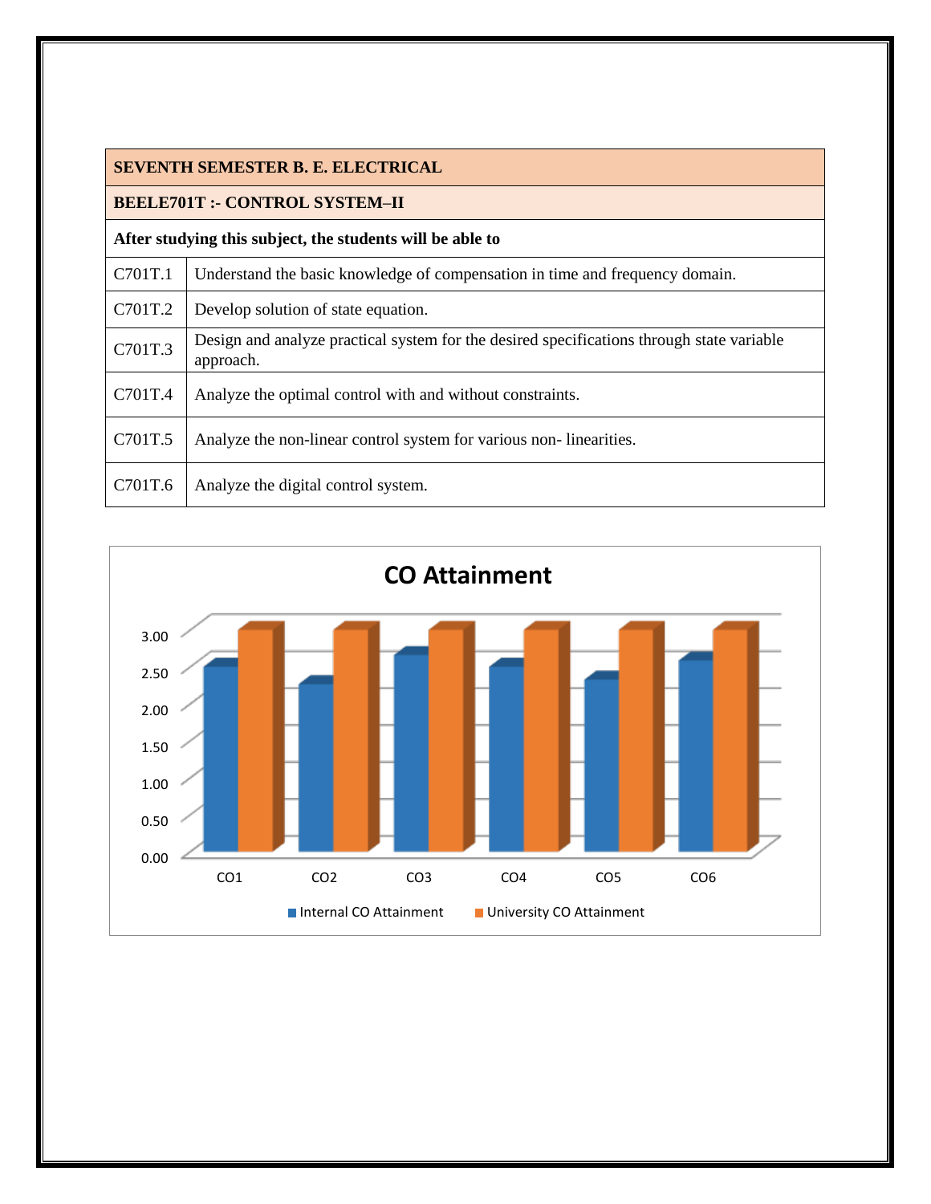| SEVENTH SEMESTER B. E. ELECTRICAL | |
|---|---|
| **BEELE701T :- CONTROL SYSTEM–II** | |
| **After studying this subject, the students will be able to** | |
| C701T.1 | Understand the basic knowledge of compensation in time and frequency domain. |
| C701T.2 | Develop solution of state equation. |
| C701T.3 | Design and analyze practical system for the desired specifications through state variable approach. |
| C701T.4 | Analyze the optimal control with and without constraints. |
| C701T.5 | Analyze the non-linear control system for various non- linearities. |
| C701T.6 | Analyze the digital control system. |

**CO Attainment**

(Chart: Internal CO Attainment and University CO Attainment for CO1–CO6; y-axis 0.00 to 3.00)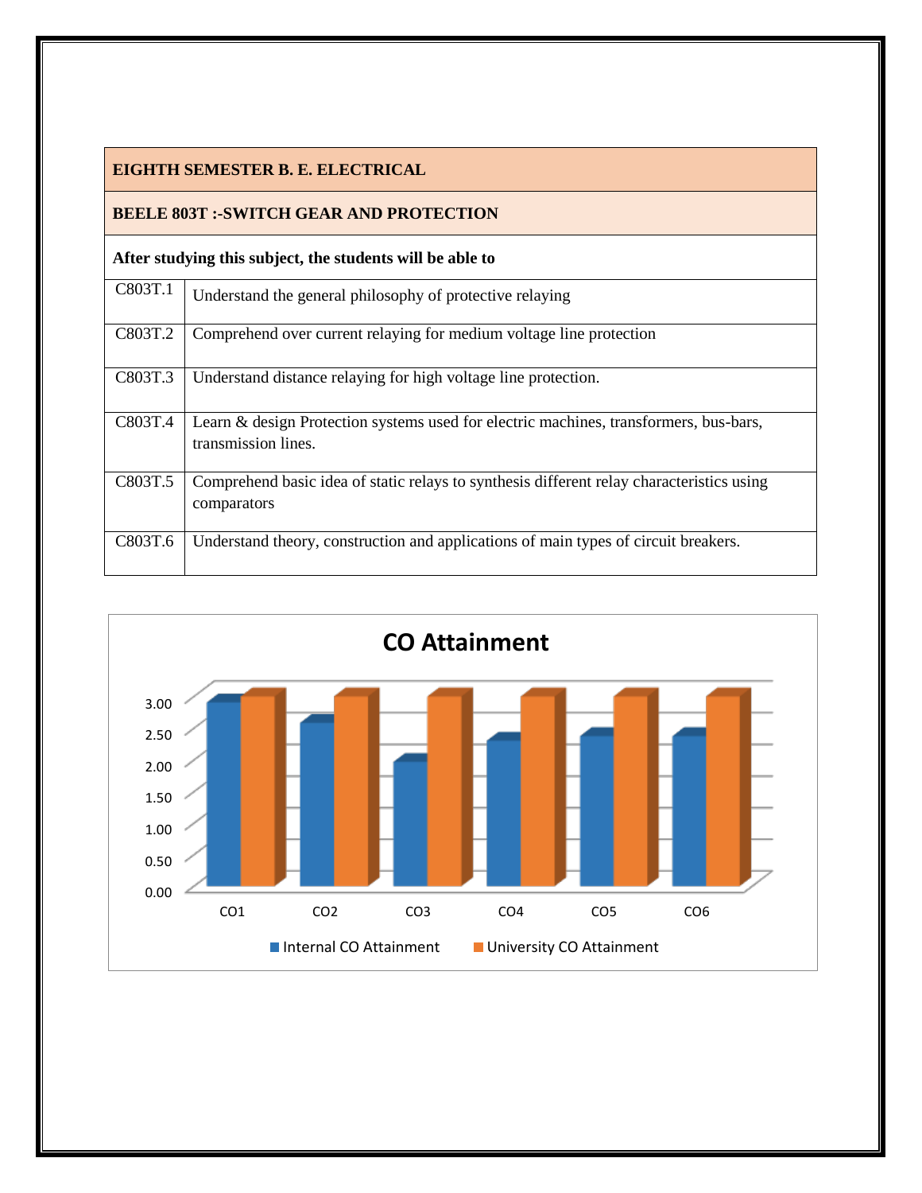| EIGHTH SEMESTER B. E. ELECTRICAL | |
|---|---|
| **BEELE 803T :-SWITCH GEAR AND PROTECTION** | |
| **After studying this subject, the students will be able to** | |
| C803T.1 | Understand the general philosophy of protective relaying |
| C803T.2 | Comprehend over current relaying for medium voltage line protection |
| C803T.3 | Understand distance relaying for high voltage line protection. |
| C803T.4 | Learn & design Protection systems used for electric machines, transformers, bus-bars, transmission lines. |
| C803T.5 | Comprehend basic idea of static relays to synthesis different relay characteristics using comparators |
| C803T.6 | Understand theory, construction and applications of main types of circuit breakers. |

**CO Attainment**

| | CO1 | CO2 | CO3 | CO4 | CO5 | CO6 |
|---|---|---|---|---|---|---|
| Internal CO Attainment | 2.90 | 2.58 | 1.97 | 2.30 | 2.38 | 2.38 |
| University CO Attainment | 3.00 | 3.00 | 3.00 | 3.00 | 3.00 | 3.00 |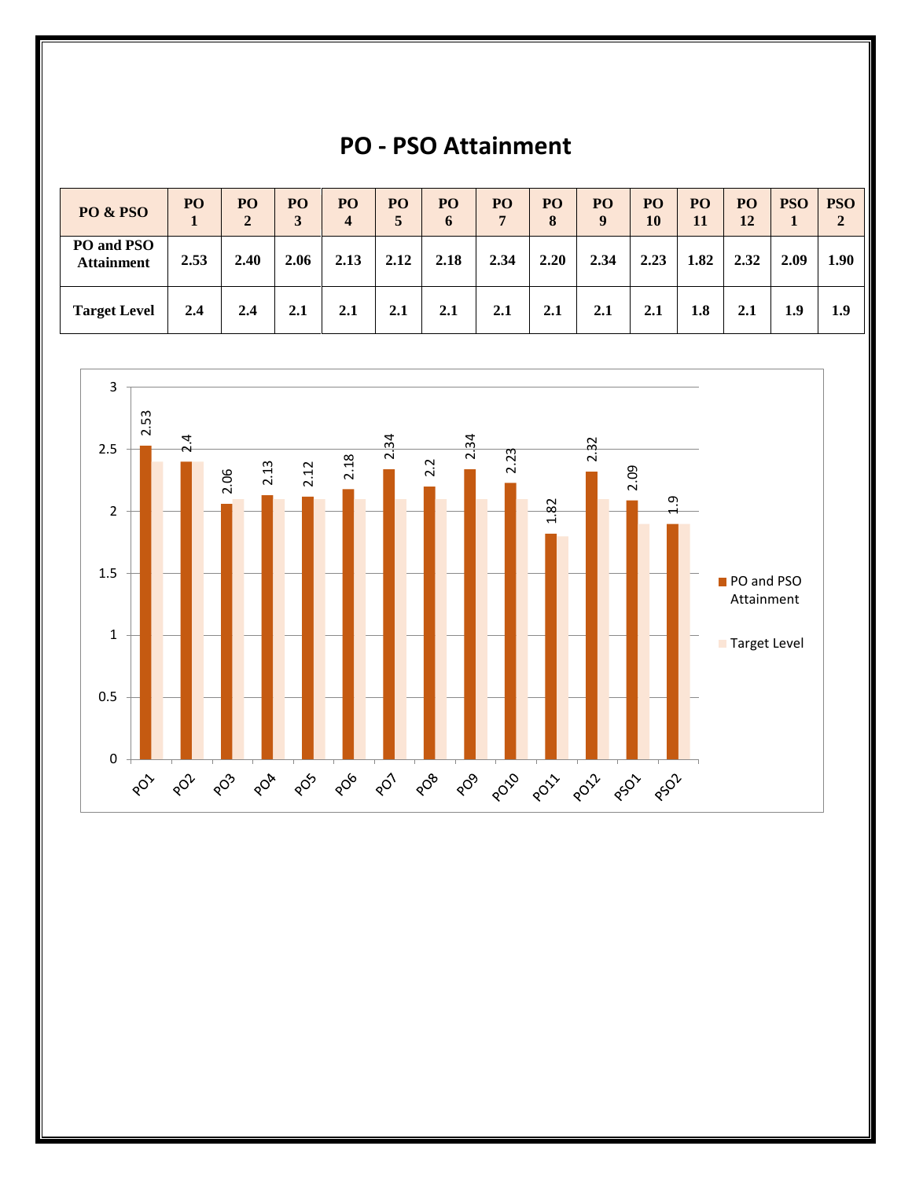# PO - PSO Attainment

| PO & PSO | PO 1 | PO 2 | PO 3 | PO 4 | PO 5 | PO 6 | PO 7 | PO 8 | PO 9 | PO 10 | PO 11 | PO 12 | PSO 1 | PSO 2 |
|---|---|---|---|---|---|---|---|---|---|---|---|---|---|---|
| PO and PSO Attainment | 2.53 | 2.40 | 2.06 | 2.13 | 2.12 | 2.18 | 2.34 | 2.20 | 2.34 | 2.23 | 1.82 | 2.32 | 2.09 | 1.90 |
| Target Level | 2.4 | 2.4 | 2.1 | 2.1 | 2.1 | 2.1 | 2.1 | 2.1 | 2.1 | 2.1 | 1.8 | 2.1 | 1.9 | 1.9 |

3
2.5
2
1.5
1
0.5
0

2.53
2.4
2.06
2.13
2.12
2.18
2.34
2.2
2.34
2.23
1.82
2.32
2.09
1.9

PO1 PO2 PO3 PO4 PO5 PO6 PO7 PO8 PO9 PO10 PO11 PO12 PSO1 PSO2

PO and PSO Attainment

Target Level